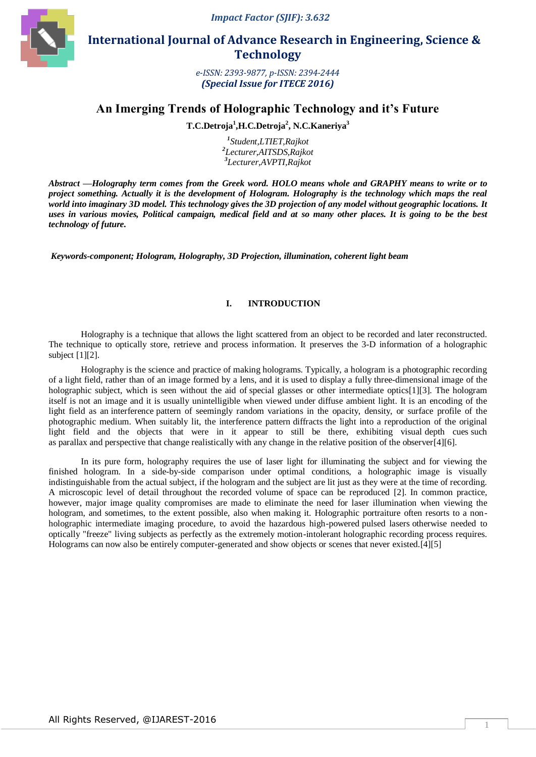# An Imerging Trends of Holographic Technology and it's Future

**T.C.Detroja[1],H.C.Detroja[2], N.C.Kaneriya[3]**

*[1]Student,LTIET,Rajkot*
*[2]Lecturer,AITSDS,Rajkot*
*[3]Lecturer,AVPTI,Rajkot*

***Abstract —Holography term comes from the Greek word. HOLO means whole and GRAPHY means to write or to project something. Actually it is the development of Hologram. Holography is the technology which maps the real world into imaginary 3D model. This technology gives the 3D projection of any model without geographic locations. It uses in various movies, Political campaign, medical field and at so many other places. It is going to be the best technology of future.***

***Keywords-component; Hologram, Holography, 3D Projection, illumination, coherent light beam***

## I. INTRODUCTION

Holography is a technique that allows the light scattered from an object to be recorded and later reconstructed. The technique to optically store, retrieve and process information. It preserves the 3-D information of a holographic subject [1][2].

Holography is the science and practice of making holograms. Typically, a hologram is a photographic recording of a light field, rather than of an image formed by a lens, and it is used to display a fully three-dimensional image of the holographic subject, which is seen without the aid of special glasses or other intermediate optics[1][3]. The hologram itself is not an image and it is usually unintelligible when viewed under diffuse ambient light. It is an encoding of the light field as an interference pattern of seemingly random variations in the opacity, density, or surface profile of the photographic medium. When suitably lit, the interference pattern diffracts the light into a reproduction of the original light field and the objects that were in it appear to still be there, exhibiting visual depth cues such as parallax and perspective that change realistically with any change in the relative position of the observer[4][6].

In its pure form, holography requires the use of laser light for illuminating the subject and for viewing the finished hologram. In a side-by-side comparison under optimal conditions, a holographic image is visually indistinguishable from the actual subject, if the hologram and the subject are lit just as they were at the time of recording. A microscopic level of detail throughout the recorded volume of space can be reproduced [2]. In common practice, however, major image quality compromises are made to eliminate the need for laser illumination when viewing the hologram, and sometimes, to the extent possible, also when making it. Holographic portraiture often resorts to a non-holographic intermediate imaging procedure, to avoid the hazardous high-powered pulsed lasers otherwise needed to optically "freeze" living subjects as perfectly as the extremely motion-intolerant holographic recording process requires. Holograms can now also be entirely computer-generated and show objects or scenes that never existed.[4][5]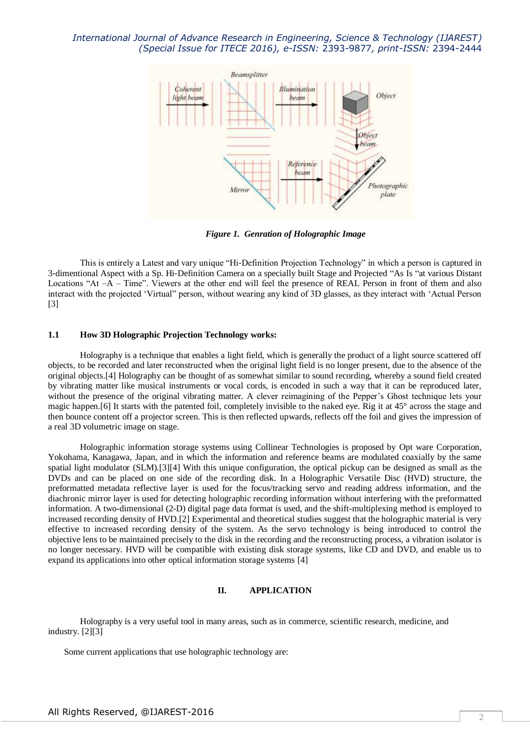*Figure 1. Genration of Holographic Image*

This is entirely a Latest and vary unique "Hi-Definition Projection Technology" in which a person is captured in 3-dimentional Aspect with a Sp. Hi-Definition Camera on a specially built Stage and Projected "As Is "at various Distant Locations "At –A – Time". Viewers at the other end will feel the presence of REAL Person in front of them and also interact with the projected 'Virtual" person, without wearing any kind of 3D glasses, as they interact with 'Actual Person [3]

### 1.1 How 3D Holographic Projection Technology works:

Holography is a technique that enables a light field, which is generally the product of a light source scattered off objects, to be recorded and later reconstructed when the original light field is no longer present, due to the absence of the original objects.[4] Holography can be thought of as somewhat similar to sound recording, whereby a sound field created by vibrating matter like musical instruments or vocal cords, is encoded in such a way that it can be reproduced later, without the presence of the original vibrating matter. A clever reimagining of the Pepper's Ghost technique lets your magic happen.[6] It starts with the patented foil, completely invisible to the naked eye. Rig it at 45° across the stage and then bounce content off a projector screen. This is then reflected upwards, reflects off the foil and gives the impression of a real 3D volumetric image on stage.

Holographic information storage systems using Collinear Technologies is proposed by Opt ware Corporation, Yokohama, Kanagawa, Japan, and in which the information and reference beams are modulated coaxially by the same spatial light modulator (SLM).[3][4] With this unique configuration, the optical pickup can be designed as small as the DVDs and can be placed on one side of the recording disk. In a Holographic Versatile Disc (HVD) structure, the preformatted metadata reflective layer is used for the focus/tracking servo and reading address information, and the diachronic mirror layer is used for detecting holographic recording information without interfering with the preformatted information. A two-dimensional (2-D) digital page data format is used, and the shift-multiplexing method is employed to increased recording density of HVD.[2] Experimental and theoretical studies suggest that the holographic material is very effective to increased recording density of the system. As the servo technology is being introduced to control the objective lens to be maintained precisely to the disk in the recording and the reconstructing process, a vibration isolator is no longer necessary. HVD will be compatible with existing disk storage systems, like CD and DVD, and enable us to expand its applications into other optical information storage systems [4]

## II. APPLICATION

Holography is a very useful tool in many areas, such as in commerce, scientific research, medicine, and industry. [2][3]

Some current applications that use holographic technology are: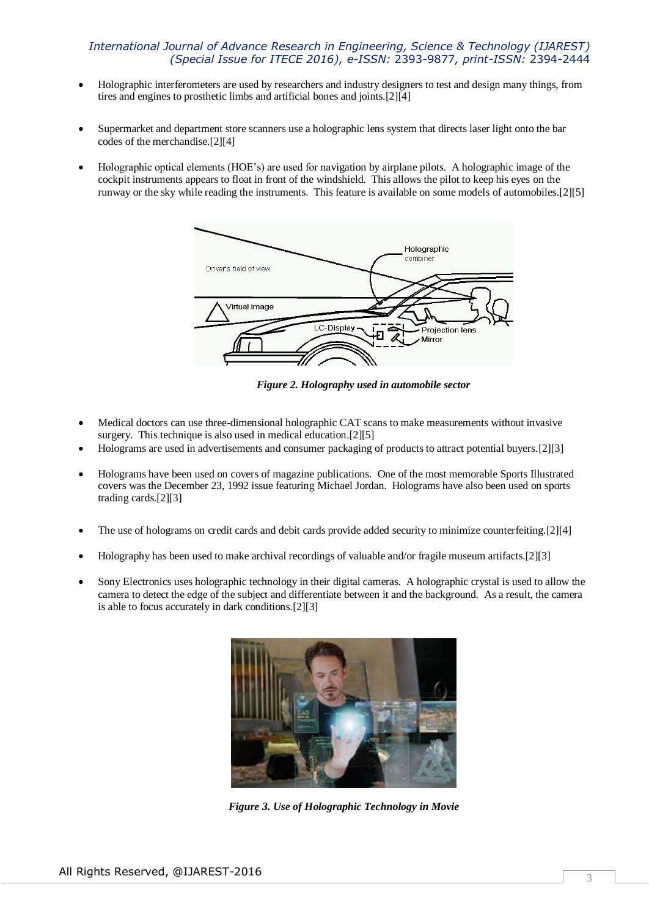- Holographic interferometers are used by researchers and industry designers to test and design many things, from tires and engines to prosthetic limbs and artificial bones and joints.[2][4]

- Supermarket and department store scanners use a holographic lens system that directs laser light onto the bar codes of the merchandise.[2][4]

- Holographic optical elements (HOE's) are used for navigation by airplane pilots. A holographic image of the cockpit instruments appears to float in front of the windshield. This allows the pilot to keep his eyes on the runway or the sky while reading the instruments. This feature is available on some models of automobiles.[2][5]

Holographic combiner

Driver's field of view

Virtual image

LC-Display

Projection lens

Mirror

***Figure 2. Holography used in automobile sector***

- Medical doctors can use three-dimensional holographic CAT scans to make measurements without invasive surgery. This technique is also used in medical education.[2][5]
- Holograms are used in advertisements and consumer packaging of products to attract potential buyers.[2][3]

- Holograms have been used on covers of magazine publications. One of the most memorable Sports Illustrated covers was the December 23, 1992 issue featuring Michael Jordan. Holograms have also been used on sports trading cards.[2][3]

- The use of holograms on credit cards and debit cards provide added security to minimize counterfeiting.[2][4]

- Holography has been used to make archival recordings of valuable and/or fragile museum artifacts.[2][3]

- Sony Electronics uses holographic technology in their digital cameras. A holographic crystal is used to allow the camera to detect the edge of the subject and differentiate between it and the background. As a result, the camera is able to focus accurately in dark conditions.[2][3]

***Figure 3. Use of Holographic Technology in Movie***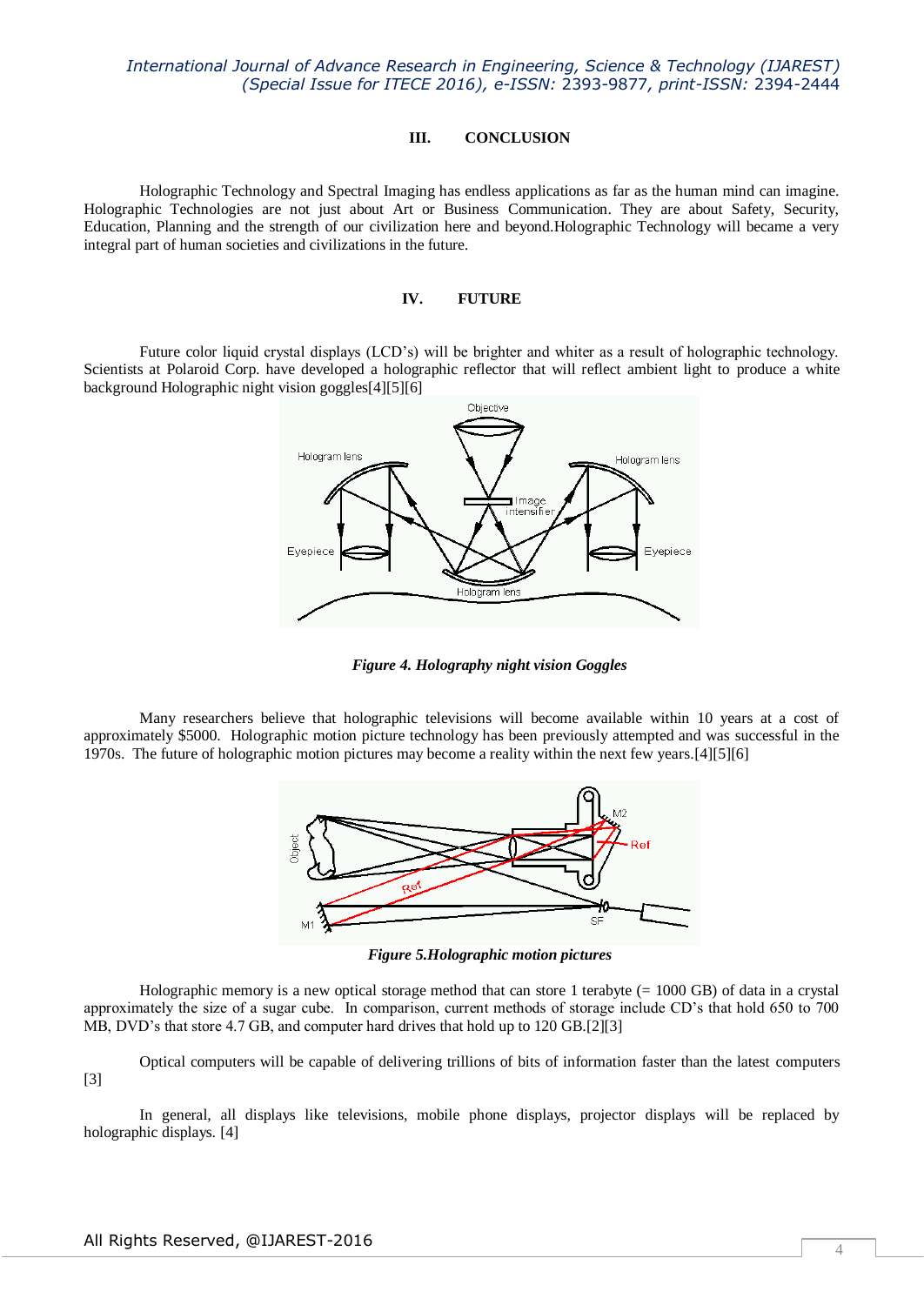## III. CONCLUSION

Holographic Technology and Spectral Imaging has endless applications as far as the human mind can imagine. Holographic Technologies are not just about Art or Business Communication. They are about Safety, Security, Education, Planning and the strength of our civilization here and beyond.Holographic Technology will became a very integral part of human societies and civilizations in the future.

## IV. FUTURE

Future color liquid crystal displays (LCD's) will be brighter and whiter as a result of holographic technology. Scientists at Polaroid Corp. have developed a holographic reflector that will reflect ambient light to produce a white background Holographic night vision goggles[4][5][6]

Objective
Hologram lens
Hologram lens
Image intensifier
Eyepiece
Eyepiece
Hologram lens

*Figure 4. Holography night vision Goggles*

Many researchers believe that holographic televisions will become available within 10 years at a cost of approximately $5000. Holographic motion picture technology has been previously attempted and was successful in the 1970s. The future of holographic motion pictures may become a reality within the next few years.[4][5][6]

Object
M2
Ref
Ref
M1
SF

*Figure 5.Holographic motion pictures*

Holographic memory is a new optical storage method that can store 1 terabyte (= 1000 GB) of data in a crystal approximately the size of a sugar cube. In comparison, current methods of storage include CD's that hold 650 to 700 MB, DVD's that store 4.7 GB, and computer hard drives that hold up to 120 GB.[2][3]

Optical computers will be capable of delivering trillions of bits of information faster than the latest computers [3]

In general, all displays like televisions, mobile phone displays, projector displays will be replaced by holographic displays. [4]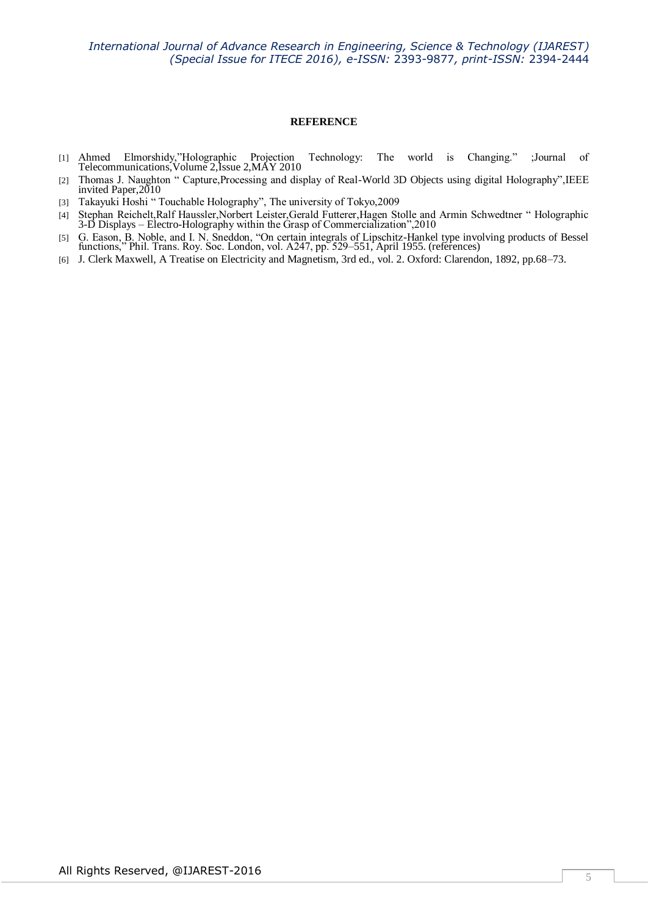**REFERENCE**

[1] Ahmed Elmorshidy,"Holographic Projection Technology: The world is Changing." ;Journal of Telecommunications,Volume 2,Issue 2,MAY 2010

[2] Thomas J. Naughton " Capture,Processing and display of Real-World 3D Objects using digital Holography",IEEE invited Paper,2010

[3] Takayuki Hoshi " Touchable Holography", The university of Tokyo,2009

[4] Stephan Reichelt,Ralf Haussler,Norbert Leister,Gerald Futterer,Hagen Stolle and Armin Schwedtner " Holographic 3-D Displays – Electro-Holography within the Grasp of Commercialization",2010

[5] G. Eason, B. Noble, and I. N. Sneddon, "On certain integrals of Lipschitz-Hankel type involving products of Bessel functions," Phil. Trans. Roy. Soc. London, vol. A247, pp. 529–551, April 1955. (references)

[6] J. Clerk Maxwell, A Treatise on Electricity and Magnetism, 3rd ed., vol. 2. Oxford: Clarendon, 1892, pp.68–73.